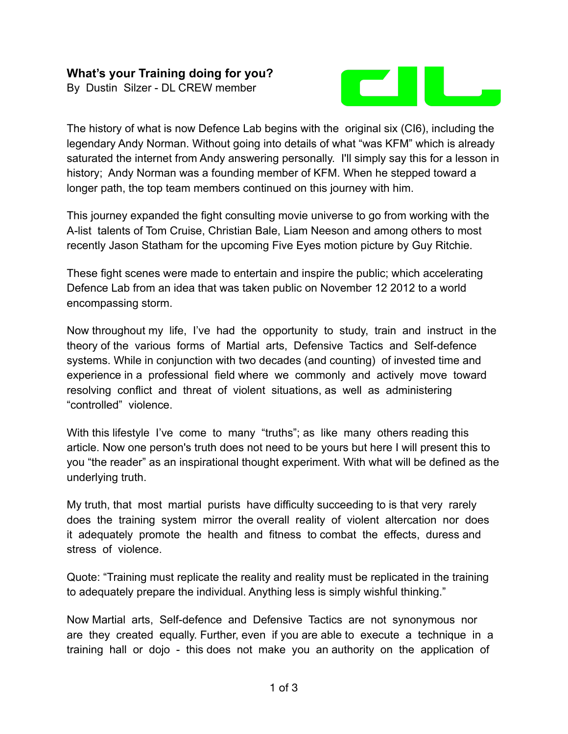**What's your Training doing for you?**

By Dustin Silzer - DL CREW member

The history of what is now Defence Lab begins with the original six (CI6), including the legendary Andy Norman. Without going into details of what "was KFM" which is already saturated the internet from Andy answering personally. I'll simply say this for a lesson in history; Andy Norman was a founding member of KFM. When he stepped toward a longer path, the top team members continued on this journey with him.

This journey expanded the fight consulting movie universe to go from working with the A-list talents of Tom Cruise, Christian Bale, Liam Neeson and among others to most recently Jason Statham for the upcoming Five Eyes motion picture by Guy Ritchie.

These fight scenes were made to entertain and inspire the public; which accelerating Defence Lab from an idea that was taken public on November 12 2012 to a world encompassing storm.

Now throughout my life, I've had the opportunity to study, train and instruct in the theory of the various forms of Martial arts, Defensive Tactics and Self-defence systems. While in conjunction with two decades (and counting) of invested time and experience in a professional field where we commonly and actively move toward resolving conflict and threat of violent situations, as well as administering "controlled" violence.

With this lifestyle I've come to many "truths"; as like many others reading this article. Now one person's truth does not need to be yours but here I will present this to you "the reader" as an inspirational thought experiment. With what will be defined as the underlying truth.

My truth, that most martial purists have difficulty succeeding to is that very rarely does the training system mirror the overall reality of violent altercation nor does it adequately promote the health and fitness to combat the effects, duress and stress of violence.

Quote: "Training must replicate the reality and reality must be replicated in the training to adequately prepare the individual. Anything less is simply wishful thinking."

Now Martial arts, Self-defence and Defensive Tactics are not synonymous nor are they created equally. Further, even if you are able to execute a technique in a training hall or dojo - this does not make you an authority on the application of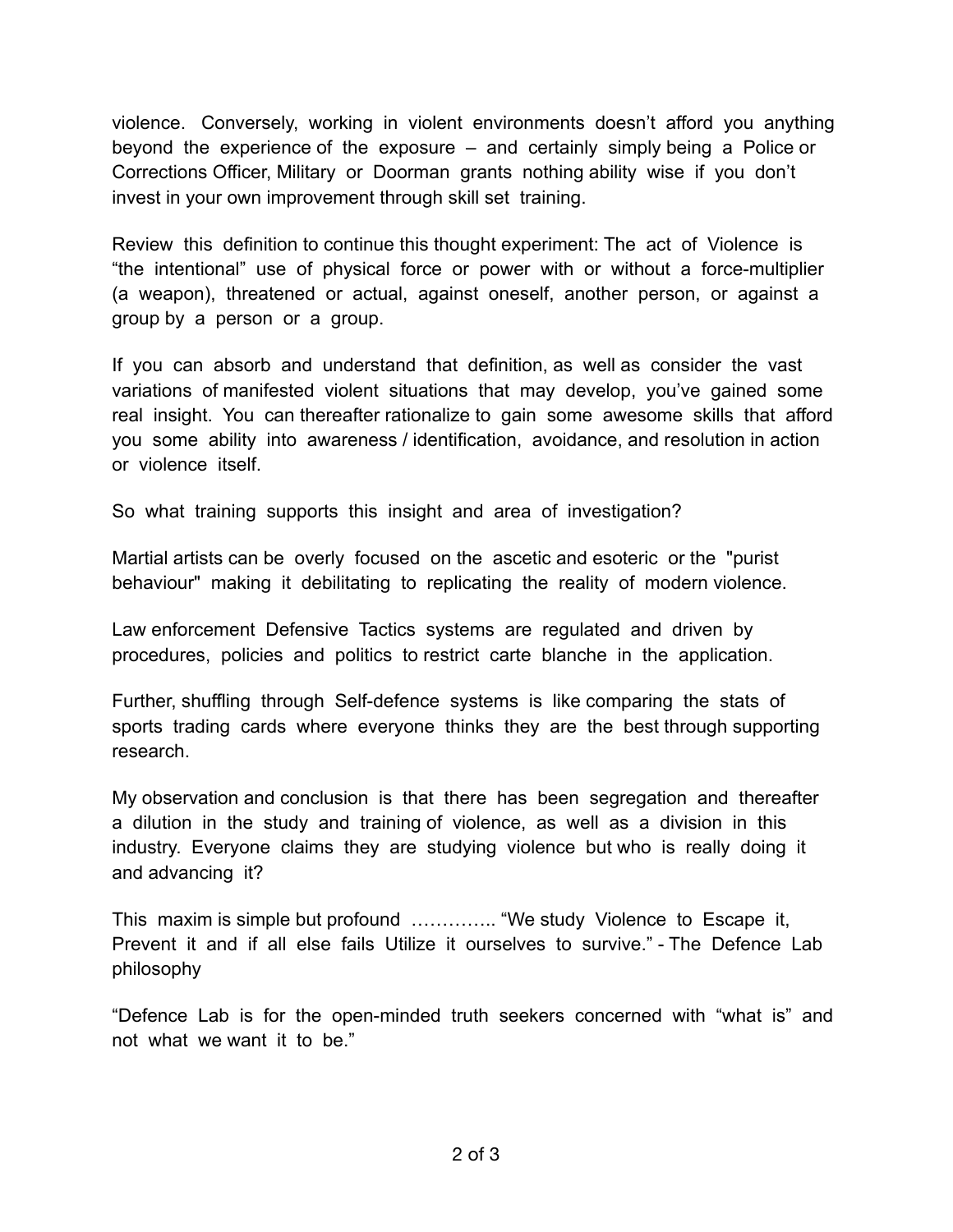violence. Conversely, working in violent environments doesn't afford you anything beyond the experience of the exposure – and certainly simply being a Police or Corrections Officer, Military or Doorman grants nothing ability wise if you don't invest in your own improvement through skill set training.

Review this definition to continue this thought experiment: The act of Violence is "the intentional" use of physical force or power with or without a force-multiplier (a weapon), threatened or actual, against oneself, another person, or against a group by a person or a group.

If you can absorb and understand that definition, as well as consider the vast variations of manifested violent situations that may develop, you've gained some real insight. You can thereafter rationalize to gain some awesome skills that afford you some ability into awareness / identification, avoidance, and resolution in action or violence itself.

So what training supports this insight and area of investigation?

Martial artists can be overly focused on the ascetic and esoteric or the "purist behaviour" making it debilitating to replicating the reality of modern violence.

Law enforcement Defensive Tactics systems are regulated and driven by procedures, policies and politics to restrict carte blanche in the application.

Further, shuffling through Self-defence systems is like comparing the stats of sports trading cards where everyone thinks they are the best through supporting research.

My observation and conclusion is that there has been segregation and thereafter a dilution in the study and training of violence, as well as a division in this industry. Everyone claims they are studying violence but who is really doing it and advancing it?

This maxim is simple but profound ………….. "We study Violence to Escape it, Prevent it and if all else fails Utilize it ourselves to survive." - The Defence Lab philosophy

"Defence Lab is for the open-minded truth seekers concerned with "what is" and not what we want it to be."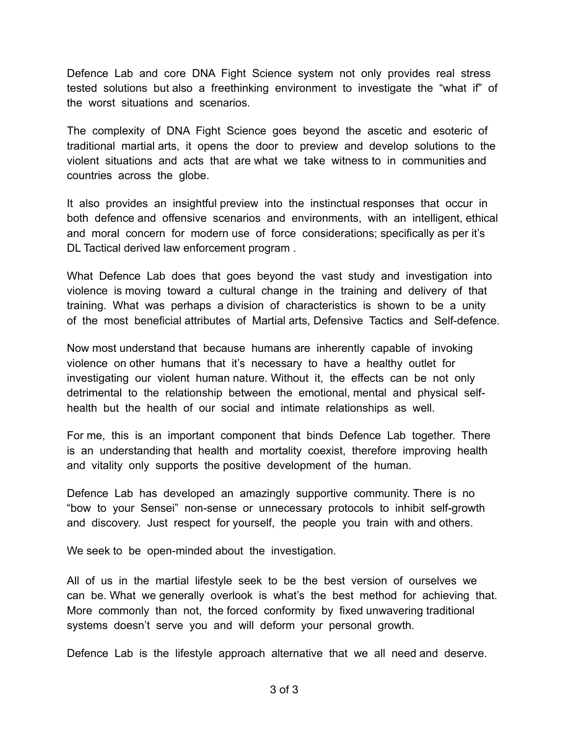Defence Lab and core DNA Fight Science system not only provides real stress tested solutions but also a freethinking environment to investigate the "what if" of the worst situations and scenarios.

The complexity of DNA Fight Science goes beyond the ascetic and esoteric of traditional martial arts, it opens the door to preview and develop solutions to the violent situations and acts that are what we take witness to in communities and countries across the globe.

It also provides an insightful preview into the instinctual responses that occur in both defence and offensive scenarios and environments, with an intelligent, ethical and moral concern for modern use of force considerations; specifically as per it's DL Tactical derived law enforcement program .

What Defence Lab does that goes beyond the vast study and investigation into violence is moving toward a cultural change in the training and delivery of that training. What was perhaps a division of characteristics is shown to be a unity of the most beneficial attributes of Martial arts, Defensive Tactics and Self-defence.

Now most understand that because humans are inherently capable of invoking violence on other humans that it's necessary to have a healthy outlet for investigating our violent human nature. Without it, the effects can be not only detrimental to the relationship between the emotional, mental and physical self-health but the health of our social and intimate relationships as well.

For me, this is an important component that binds Defence Lab together. There is an understanding that health and mortality coexist, therefore improving health and vitality only supports the positive development of the human.

Defence Lab has developed an amazingly supportive community. There is no "bow to your Sensei" non-sense or unnecessary protocols to inhibit self-growth and discovery. Just respect for yourself, the people you train with and others.

We seek to be open-minded about the investigation.

All of us in the martial lifestyle seek to be the best version of ourselves we can be. What we generally overlook is what's the best method for achieving that. More commonly than not, the forced conformity by fixed unwavering traditional systems doesn't serve you and will deform your personal growth.

Defence Lab is the lifestyle approach alternative that we all need and deserve.